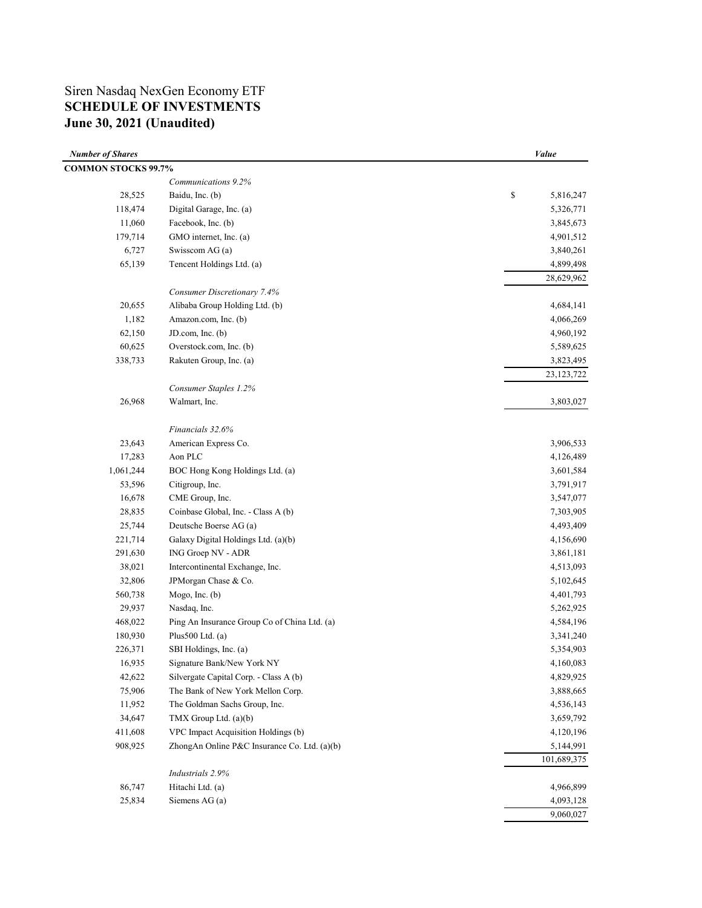# Siren Nasdaq NexGen Economy ETF
## SCHEDULE OF INVESTMENTS
## June 30, 2021 (Unaudited)

| *Number of Shares* | | *Value* |
|---|---|---|
| **COMMON STOCKS 99.7%** | | |
| | *Communications 9.2%* | |
| 28,525 | Baidu, Inc. (b) | $ 5,816,247 |
| 118,474 | Digital Garage, Inc. (a) | 5,326,771 |
| 11,060 | Facebook, Inc. (b) | 3,845,673 |
| 179,714 | GMO internet, Inc. (a) | 4,901,512 |
| 6,727 | Swisscom AG (a) | 3,840,261 |
| 65,139 | Tencent Holdings Ltd. (a) | 4,899,498 |
| | | 28,629,962 |
| | *Consumer Discretionary 7.4%* | |
| 20,655 | Alibaba Group Holding Ltd. (b) | 4,684,141 |
| 1,182 | Amazon.com, Inc. (b) | 4,066,269 |
| 62,150 | JD.com, Inc. (b) | 4,960,192 |
| 60,625 | Overstock.com, Inc. (b) | 5,589,625 |
| 338,733 | Rakuten Group, Inc. (a) | 3,823,495 |
| | | 23,123,722 |
| | *Consumer Staples 1.2%* | |
| 26,968 | Walmart, Inc. | 3,803,027 |
| | *Financials 32.6%* | |
| 23,643 | American Express Co. | 3,906,533 |
| 17,283 | Aon PLC | 4,126,489 |
| 1,061,244 | BOC Hong Kong Holdings Ltd. (a) | 3,601,584 |
| 53,596 | Citigroup, Inc. | 3,791,917 |
| 16,678 | CME Group, Inc. | 3,547,077 |
| 28,835 | Coinbase Global, Inc. - Class A (b) | 7,303,905 |
| 25,744 | Deutsche Boerse AG (a) | 4,493,409 |
| 221,714 | Galaxy Digital Holdings Ltd. (a)(b) | 4,156,690 |
| 291,630 | ING Groep NV - ADR | 3,861,181 |
| 38,021 | Intercontinental Exchange, Inc. | 4,513,093 |
| 32,806 | JPMorgan Chase & Co. | 5,102,645 |
| 560,738 | Mogo, Inc. (b) | 4,401,793 |
| 29,937 | Nasdaq, Inc. | 5,262,925 |
| 468,022 | Ping An Insurance Group Co of China Ltd. (a) | 4,584,196 |
| 180,930 | Plus500 Ltd. (a) | 3,341,240 |
| 226,371 | SBI Holdings, Inc. (a) | 5,354,903 |
| 16,935 | Signature Bank/New York NY | 4,160,083 |
| 42,622 | Silvergate Capital Corp. - Class A (b) | 4,829,925 |
| 75,906 | The Bank of New York Mellon Corp. | 3,888,665 |
| 11,952 | The Goldman Sachs Group, Inc. | 4,536,143 |
| 34,647 | TMX Group Ltd. (a)(b) | 3,659,792 |
| 411,608 | VPC Impact Acquisition Holdings (b) | 4,120,196 |
| 908,925 | ZhongAn Online P&C Insurance Co. Ltd. (a)(b) | 5,144,991 |
| | | 101,689,375 |
| | *Industrials 2.9%* | |
| 86,747 | Hitachi Ltd. (a) | 4,966,899 |
| 25,834 | Siemens AG (a) | 4,093,128 |
| | | 9,060,027 |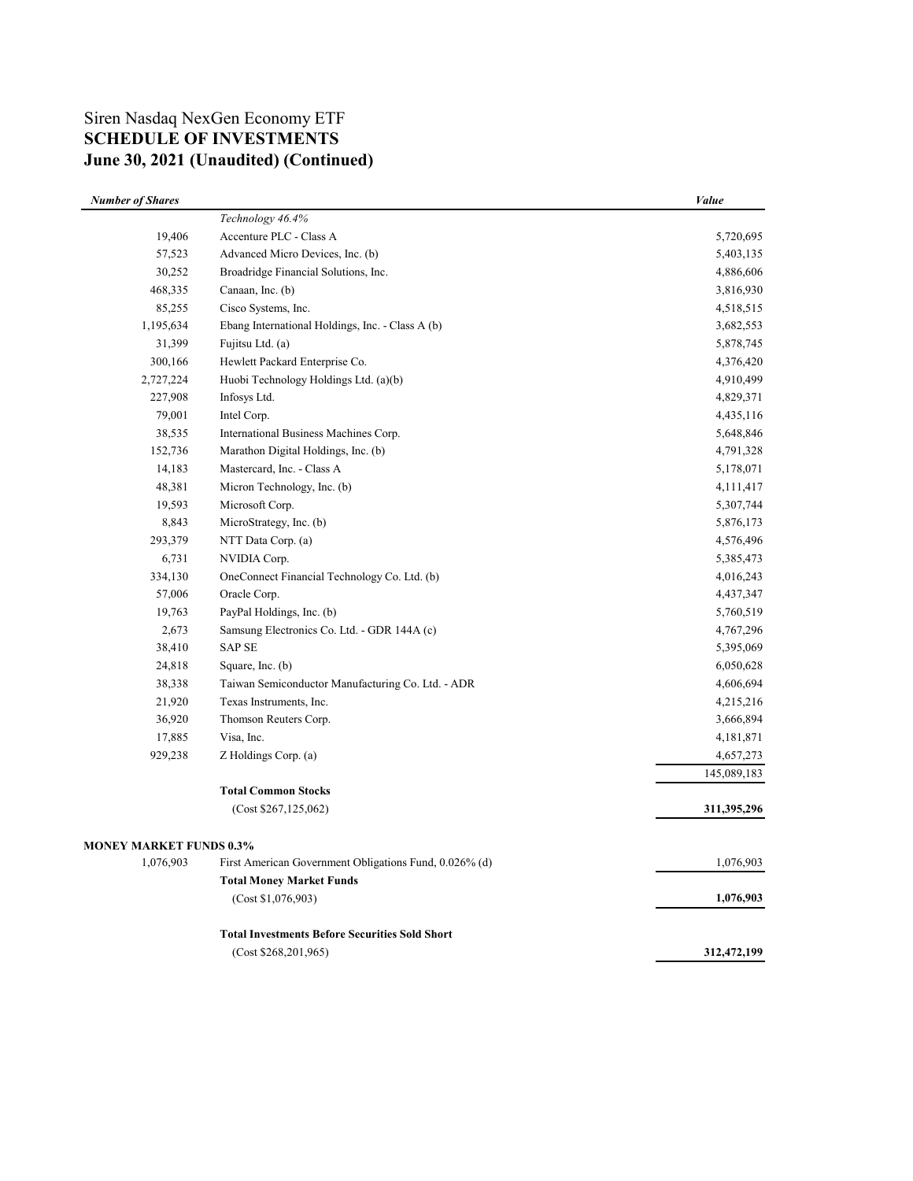# Siren Nasdaq NexGen Economy ETF
## SCHEDULE OF INVESTMENTS
## June 30, 2021 (Unaudited) (Continued)

| *Number of Shares* | | *Value* |
|---|---|---|
| | *Technology 46.4%* | |
| 19,406 | Accenture PLC - Class A | 5,720,695 |
| 57,523 | Advanced Micro Devices, Inc. (b) | 5,403,135 |
| 30,252 | Broadridge Financial Solutions, Inc. | 4,886,606 |
| 468,335 | Canaan, Inc. (b) | 3,816,930 |
| 85,255 | Cisco Systems, Inc. | 4,518,515 |
| 1,195,634 | Ebang International Holdings, Inc. - Class A (b) | 3,682,553 |
| 31,399 | Fujitsu Ltd. (a) | 5,878,745 |
| 300,166 | Hewlett Packard Enterprise Co. | 4,376,420 |
| 2,727,224 | Huobi Technology Holdings Ltd. (a)(b) | 4,910,499 |
| 227,908 | Infosys Ltd. | 4,829,371 |
| 79,001 | Intel Corp. | 4,435,116 |
| 38,535 | International Business Machines Corp. | 5,648,846 |
| 152,736 | Marathon Digital Holdings, Inc. (b) | 4,791,328 |
| 14,183 | Mastercard, Inc. - Class A | 5,178,071 |
| 48,381 | Micron Technology, Inc. (b) | 4,111,417 |
| 19,593 | Microsoft Corp. | 5,307,744 |
| 8,843 | MicroStrategy, Inc. (b) | 5,876,173 |
| 293,379 | NTT Data Corp. (a) | 4,576,496 |
| 6,731 | NVIDIA Corp. | 5,385,473 |
| 334,130 | OneConnect Financial Technology Co. Ltd. (b) | 4,016,243 |
| 57,006 | Oracle Corp. | 4,437,347 |
| 19,763 | PayPal Holdings, Inc. (b) | 5,760,519 |
| 2,673 | Samsung Electronics Co. Ltd. - GDR 144A (c) | 4,767,296 |
| 38,410 | SAP SE | 5,395,069 |
| 24,818 | Square, Inc. (b) | 6,050,628 |
| 38,338 | Taiwan Semiconductor Manufacturing Co. Ltd. - ADR | 4,606,694 |
| 21,920 | Texas Instruments, Inc. | 4,215,216 |
| 36,920 | Thomson Reuters Corp. | 3,666,894 |
| 17,885 | Visa, Inc. | 4,181,871 |
| 929,238 | Z Holdings Corp. (a) | 4,657,273 |
| | | 145,089,183 |
| | **Total Common Stocks** | |
| | (Cost $267,125,062) | **311,395,296** |
| **MONEY MARKET FUNDS 0.3%** | | |
| 1,076,903 | First American Government Obligations Fund, 0.026% (d) | 1,076,903 |
| | **Total Money Market Funds** | |
| | (Cost $1,076,903) | **1,076,903** |
| | **Total Investments Before Securities Sold Short** | |
| | (Cost $268,201,965) | **312,472,199** |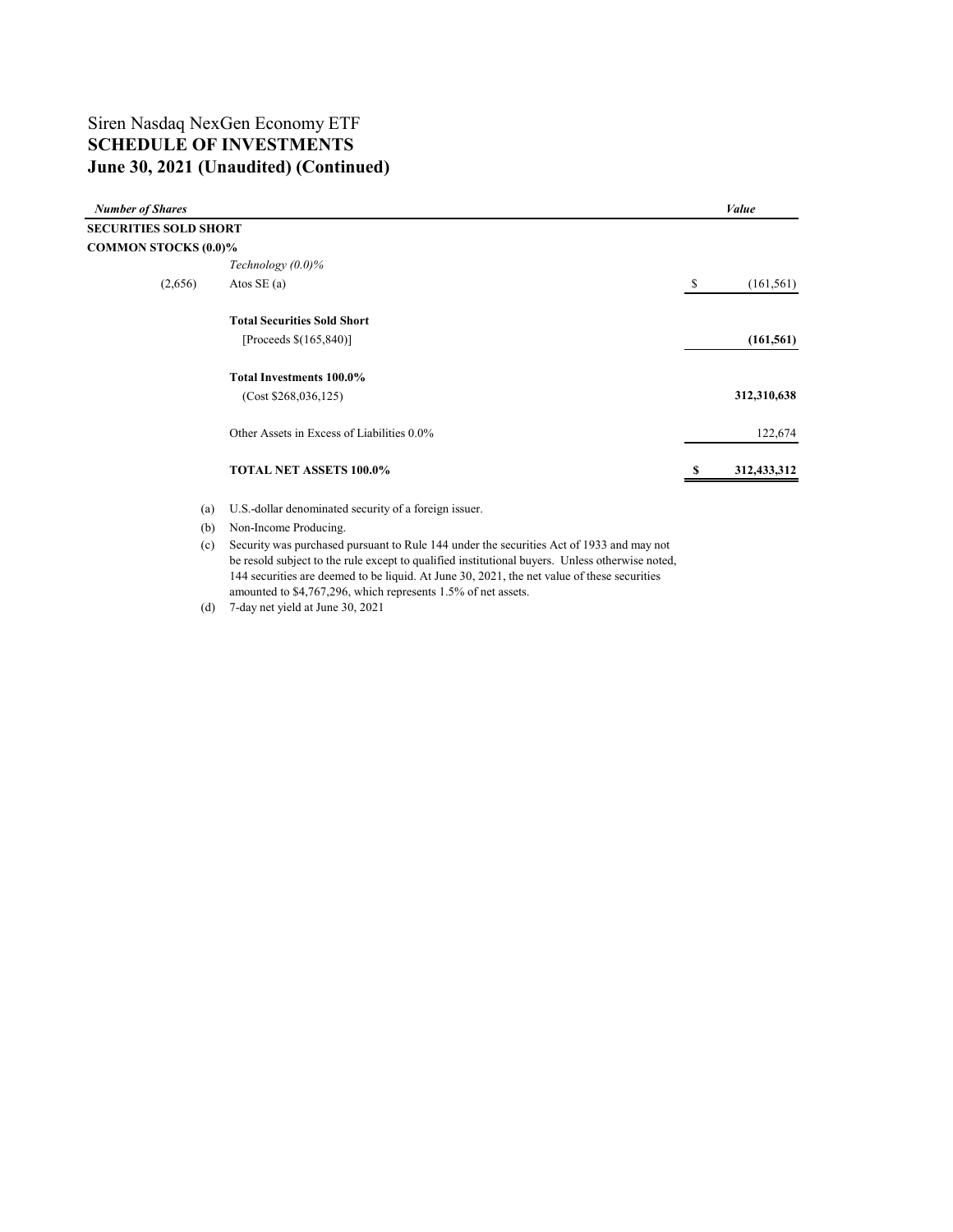Siren Nasdaq NexGen Economy ETF

# SCHEDULE OF INVESTMENTS

## June 30, 2021 (Unaudited) (Continued)

| *Number of Shares* | | *Value* |
|---|---|---|
| **SECURITIES SOLD SHORT** | | |
| **COMMON STOCKS (0.0)%** | | |
| | *Technology (0.0)%* | |
| (2,656) | Atos SE (a) | $ (161,561) |
| | **Total Securities Sold Short** | |
| | [Proceeds $(165,840)] | **(161,561)** |
| | **Total Investments 100.0%** | |
| | (Cost $268,036,125) | **312,310,638** |
| | Other Assets in Excess of Liabilities 0.0% | 122,674 |
| | **TOTAL NET ASSETS 100.0%** | **$ 312,433,312** |

(a) U.S.-dollar denominated security of a foreign issuer.

(b) Non-Income Producing.

(c) Security was purchased pursuant to Rule 144 under the securities Act of 1933 and may not be resold subject to the rule except to qualified institutional buyers. Unless otherwise noted, 144 securities are deemed to be liquid. At June 30, 2021, the net value of these securities amounted to $4,767,296, which represents 1.5% of net assets.

(d) 7-day net yield at June 30, 2021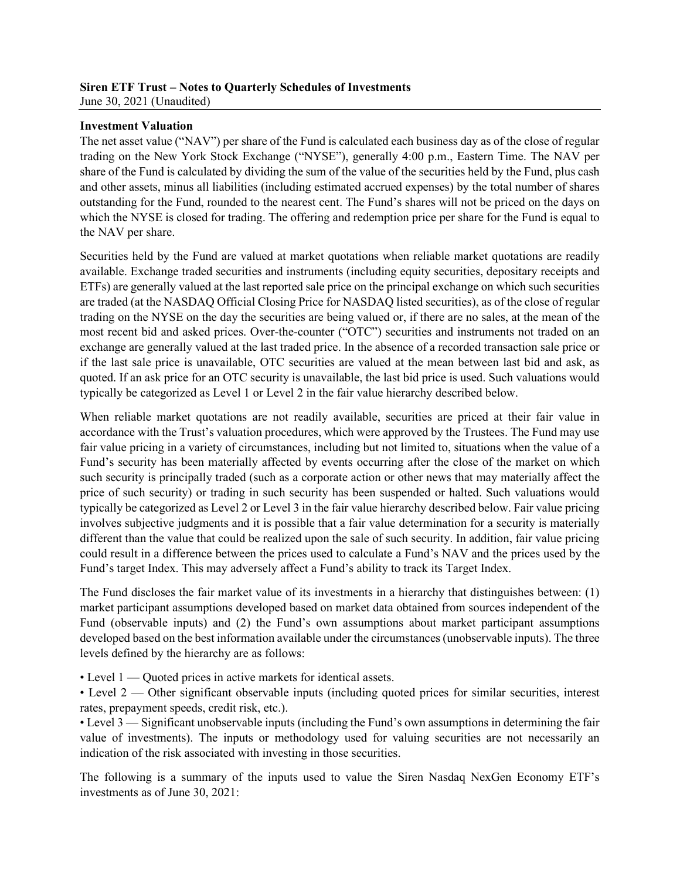**Siren ETF Trust – Notes to Quarterly Schedules of Investments**
June 30, 2021 (Unaudited)

**Investment Valuation**

The net asset value ("NAV") per share of the Fund is calculated each business day as of the close of regular trading on the New York Stock Exchange ("NYSE"), generally 4:00 p.m., Eastern Time. The NAV per share of the Fund is calculated by dividing the sum of the value of the securities held by the Fund, plus cash and other assets, minus all liabilities (including estimated accrued expenses) by the total number of shares outstanding for the Fund, rounded to the nearest cent. The Fund's shares will not be priced on the days on which the NYSE is closed for trading. The offering and redemption price per share for the Fund is equal to the NAV per share.

Securities held by the Fund are valued at market quotations when reliable market quotations are readily available. Exchange traded securities and instruments (including equity securities, depositary receipts and ETFs) are generally valued at the last reported sale price on the principal exchange on which such securities are traded (at the NASDAQ Official Closing Price for NASDAQ listed securities), as of the close of regular trading on the NYSE on the day the securities are being valued or, if there are no sales, at the mean of the most recent bid and asked prices. Over-the-counter ("OTC") securities and instruments not traded on an exchange are generally valued at the last traded price. In the absence of a recorded transaction sale price or if the last sale price is unavailable, OTC securities are valued at the mean between last bid and ask, as quoted. If an ask price for an OTC security is unavailable, the last bid price is used. Such valuations would typically be categorized as Level 1 or Level 2 in the fair value hierarchy described below.

When reliable market quotations are not readily available, securities are priced at their fair value in accordance with the Trust's valuation procedures, which were approved by the Trustees. The Fund may use fair value pricing in a variety of circumstances, including but not limited to, situations when the value of a Fund's security has been materially affected by events occurring after the close of the market on which such security is principally traded (such as a corporate action or other news that may materially affect the price of such security) or trading in such security has been suspended or halted. Such valuations would typically be categorized as Level 2 or Level 3 in the fair value hierarchy described below. Fair value pricing involves subjective judgments and it is possible that a fair value determination for a security is materially different than the value that could be realized upon the sale of such security. In addition, fair value pricing could result in a difference between the prices used to calculate a Fund's NAV and the prices used by the Fund's target Index. This may adversely affect a Fund's ability to track its Target Index.

The Fund discloses the fair market value of its investments in a hierarchy that distinguishes between: (1) market participant assumptions developed based on market data obtained from sources independent of the Fund (observable inputs) and (2) the Fund's own assumptions about market participant assumptions developed based on the best information available under the circumstances (unobservable inputs). The three levels defined by the hierarchy are as follows:

- Level 1 — Quoted prices in active markets for identical assets.
- Level 2 — Other significant observable inputs (including quoted prices for similar securities, interest rates, prepayment speeds, credit risk, etc.).
- Level 3 — Significant unobservable inputs (including the Fund's own assumptions in determining the fair value of investments). The inputs or methodology used for valuing securities are not necessarily an indication of the risk associated with investing in those securities.

The following is a summary of the inputs used to value the Siren Nasdaq NexGen Economy ETF's investments as of June 30, 2021: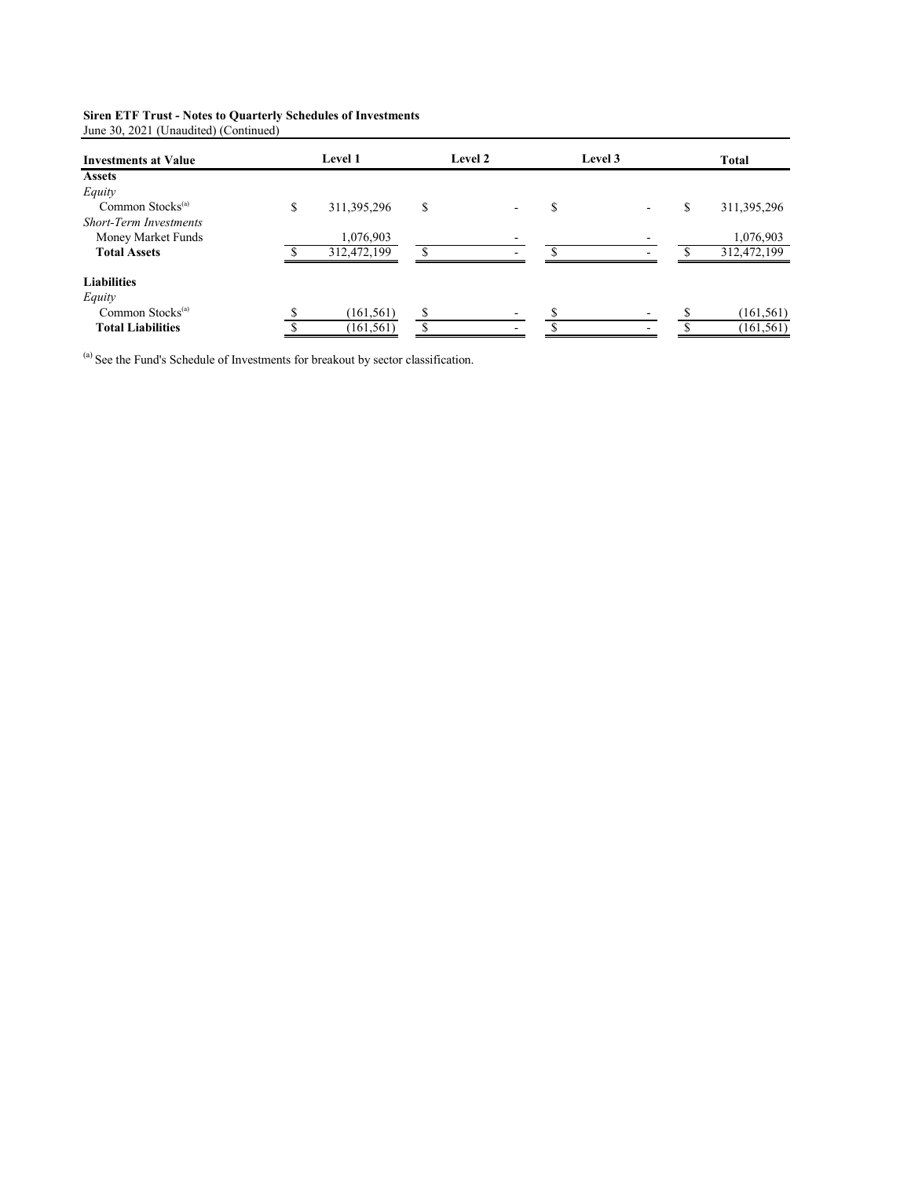**Siren ETF Trust - Notes to Quarterly Schedules of Investments**
June 30, 2021 (Unaudited) (Continued)

| Investments at Value | Level 1 | Level 2 | Level 3 | Total |
|---|---|---|---|---|
| **Assets** | | | | |
| *Equity* | | | | |
| Common Stocks[(a)] | $ 311,395,296 | $ - | $ - | $ 311,395,296 |
| *Short-Term Investments* | | | | |
| Money Market Funds | 1,076,903 | - | - | 1,076,903 |
| **Total Assets** | $ 312,472,199 | $ - | $ - | $ 312,472,199 |
| **Liabilities** | | | | |
| *Equity* | | | | |
| Common Stocks[(a)] | $ (161,561) | $ - | $ - | $ (161,561) |
| **Total Liabilities** | $ (161,561) | $ - | $ - | $ (161,561) |

[(a)] See the Fund's Schedule of Investments for breakout by sector classification.